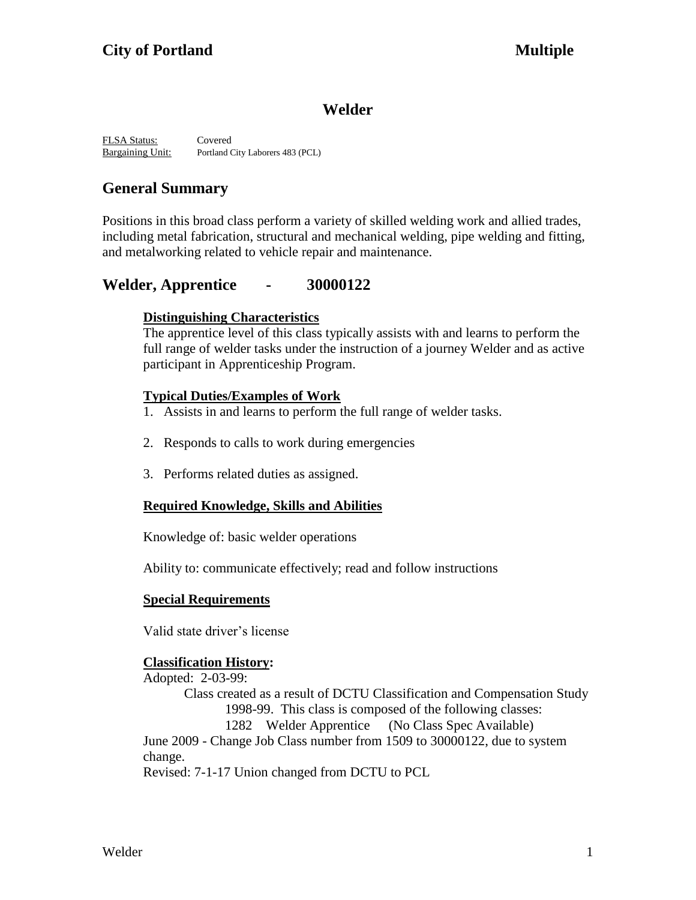# Welder

FLSA Status: Covered
Bargaining Unit: Portland City Laborers 483 (PCL)

## General Summary

Positions in this broad class perform a variety of skilled welding work and allied trades, including metal fabrication, structural and mechanical welding, pipe welding and fitting, and metalworking related to vehicle repair and maintenance.

## Welder, Apprentice - 30000122

### Distinguishing Characteristics

The apprentice level of this class typically assists with and learns to perform the full range of welder tasks under the instruction of a journey Welder and as active participant in Apprenticeship Program.

### Typical Duties/Examples of Work

1. Assists in and learns to perform the full range of welder tasks.
2. Responds to calls to work during emergencies
3. Performs related duties as assigned.

### Required Knowledge, Skills and Abilities

Knowledge of: basic welder operations

Ability to: communicate effectively; read and follow instructions

### Special Requirements

Valid state driver's license

### Classification History:

Adopted: 2-03-99:
Class created as a result of DCTU Classification and Compensation Study 1998-99. This class is composed of the following classes:
1282 Welder Apprentice (No Class Spec Available)
June 2009 - Change Job Class number from 1509 to 30000122, due to system change.
Revised: 7-1-17 Union changed from DCTU to PCL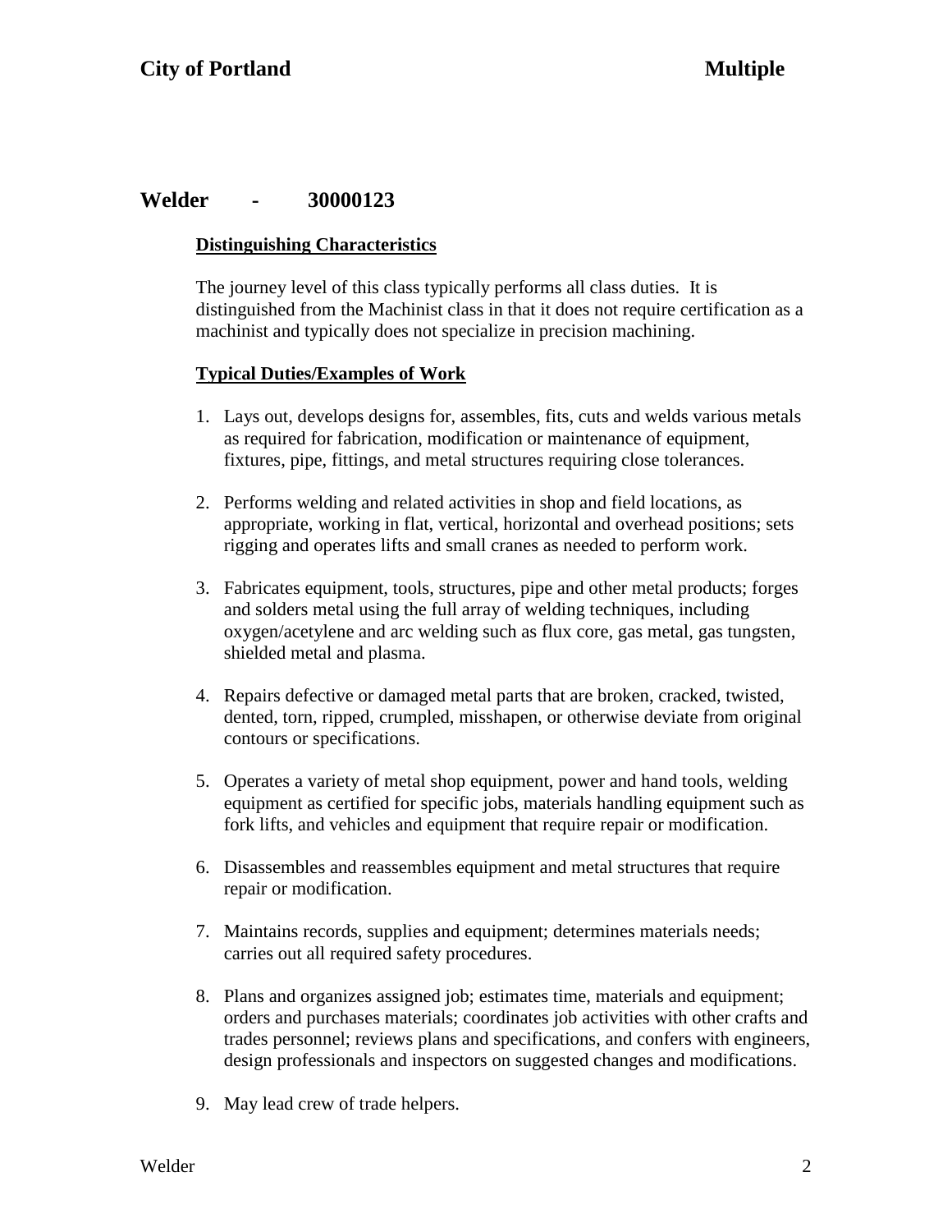## Welder - 30000123

### Distinguishing Characteristics

The journey level of this class typically performs all class duties. It is distinguished from the Machinist class in that it does not require certification as a machinist and typically does not specialize in precision machining.

### Typical Duties/Examples of Work

1. Lays out, develops designs for, assembles, fits, cuts and welds various metals as required for fabrication, modification or maintenance of equipment, fixtures, pipe, fittings, and metal structures requiring close tolerances.

2. Performs welding and related activities in shop and field locations, as appropriate, working in flat, vertical, horizontal and overhead positions; sets rigging and operates lifts and small cranes as needed to perform work.

3. Fabricates equipment, tools, structures, pipe and other metal products; forges and solders metal using the full array of welding techniques, including oxygen/acetylene and arc welding such as flux core, gas metal, gas tungsten, shielded metal and plasma.

4. Repairs defective or damaged metal parts that are broken, cracked, twisted, dented, torn, ripped, crumpled, misshapen, or otherwise deviate from original contours or specifications.

5. Operates a variety of metal shop equipment, power and hand tools, welding equipment as certified for specific jobs, materials handling equipment such as fork lifts, and vehicles and equipment that require repair or modification.

6. Disassembles and reassembles equipment and metal structures that require repair or modification.

7. Maintains records, supplies and equipment; determines materials needs; carries out all required safety procedures.

8. Plans and organizes assigned job; estimates time, materials and equipment; orders and purchases materials; coordinates job activities with other crafts and trades personnel; reviews plans and specifications, and confers with engineers, design professionals and inspectors on suggested changes and modifications.

9. May lead crew of trade helpers.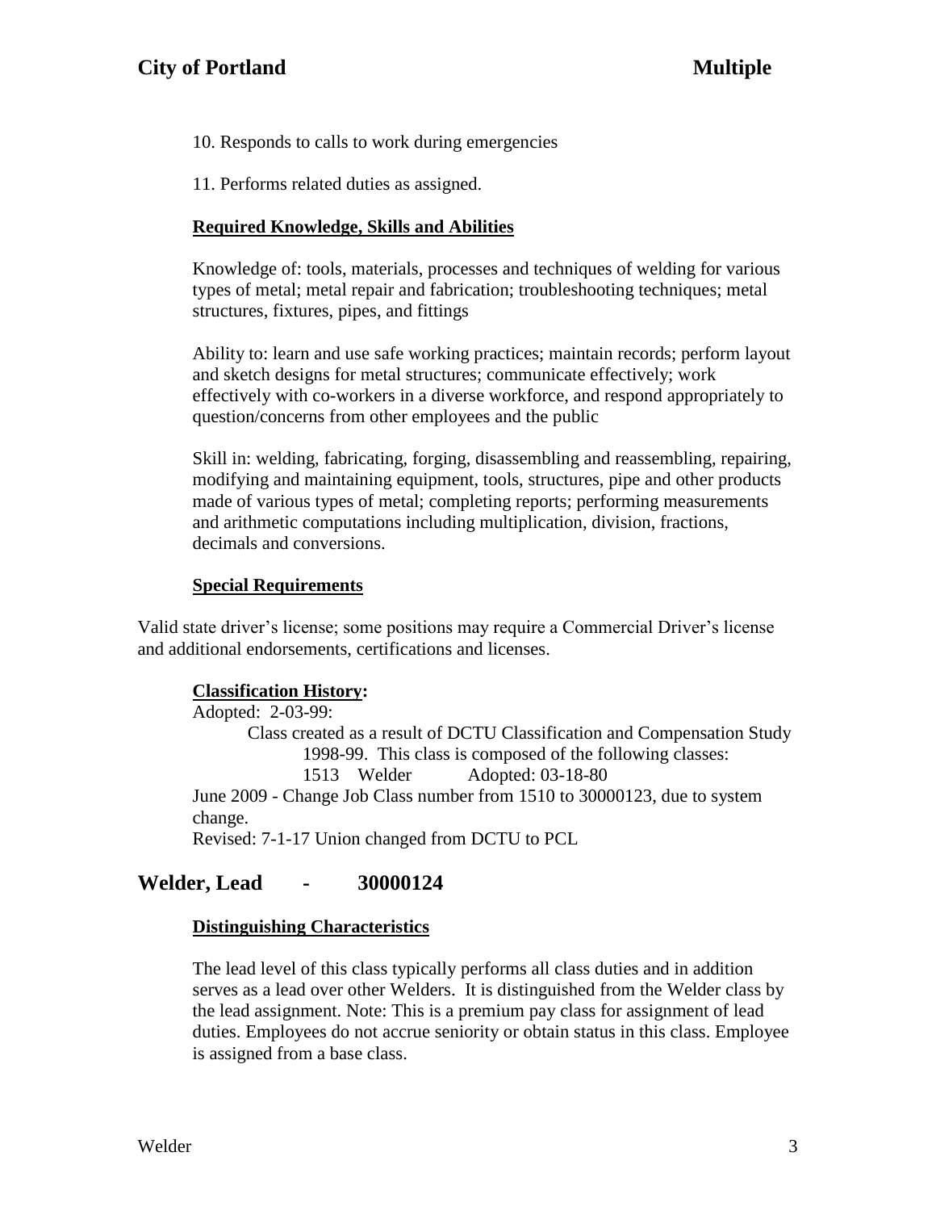10. Responds to calls to work during emergencies

11. Performs related duties as assigned.

**Required Knowledge, Skills and Abilities**

Knowledge of: tools, materials, processes and techniques of welding for various types of metal; metal repair and fabrication; troubleshooting techniques; metal structures, fixtures, pipes, and fittings

Ability to: learn and use safe working practices; maintain records; perform layout and sketch designs for metal structures; communicate effectively; work effectively with co-workers in a diverse workforce, and respond appropriately to question/concerns from other employees and the public

Skill in: welding, fabricating, forging, disassembling and reassembling, repairing, modifying and maintaining equipment, tools, structures, pipe and other products made of various types of metal; completing reports; performing measurements and arithmetic computations including multiplication, division, fractions, decimals and conversions.

**Special Requirements**

Valid state driver's license; some positions may require a Commercial Driver's license and additional endorsements, certifications and licenses.

**Classification History:**

Adopted: 2-03-99:
Class created as a result of DCTU Classification and Compensation Study 1998-99. This class is composed of the following classes:
1513 Welder Adopted: 03-18-80
June 2009 - Change Job Class number from 1510 to 30000123, due to system change.
Revised: 7-1-17 Union changed from DCTU to PCL

## Welder, Lead - 30000124

**Distinguishing Characteristics**

The lead level of this class typically performs all class duties and in addition serves as a lead over other Welders. It is distinguished from the Welder class by the lead assignment. Note: This is a premium pay class for assignment of lead duties. Employees do not accrue seniority or obtain status in this class. Employee is assigned from a base class.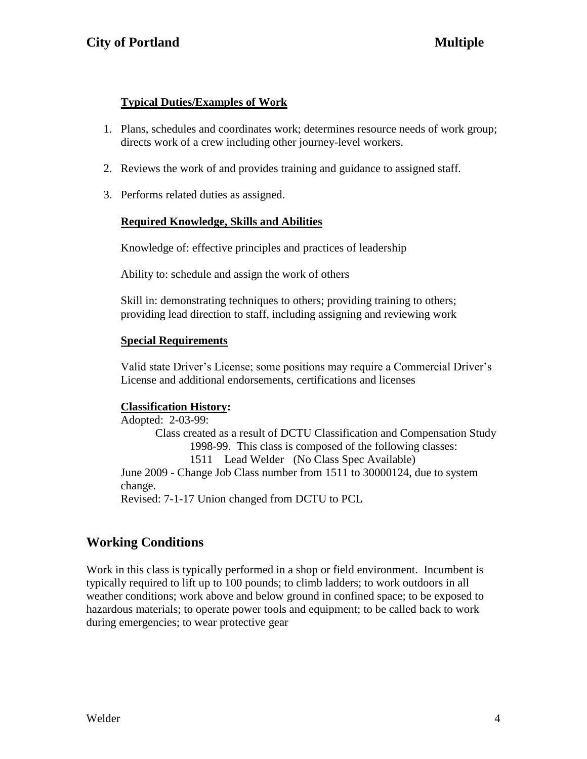**Typical Duties/Examples of Work**

1. Plans, schedules and coordinates work; determines resource needs of work group; directs work of a crew including other journey-level workers.
2. Reviews the work of and provides training and guidance to assigned staff.
3. Performs related duties as assigned.

**Required Knowledge, Skills and Abilities**

Knowledge of: effective principles and practices of leadership

Ability to: schedule and assign the work of others

Skill in: demonstrating techniques to others; providing training to others; providing lead direction to staff, including assigning and reviewing work

**Special Requirements**

Valid state Driver's License; some positions may require a Commercial Driver's License and additional endorsements, certifications and licenses

**Classification History:**

Adopted: 2-03-99:

Class created as a result of DCTU Classification and Compensation Study 1998-99. This class is composed of the following classes:

1511 Lead Welder (No Class Spec Available)

June 2009 - Change Job Class number from 1511 to 30000124, due to system change.

Revised: 7-1-17 Union changed from DCTU to PCL

## Working Conditions

Work in this class is typically performed in a shop or field environment. Incumbent is typically required to lift up to 100 pounds; to climb ladders; to work outdoors in all weather conditions; work above and below ground in confined space; to be exposed to hazardous materials; to operate power tools and equipment; to be called back to work during emergencies; to wear protective gear